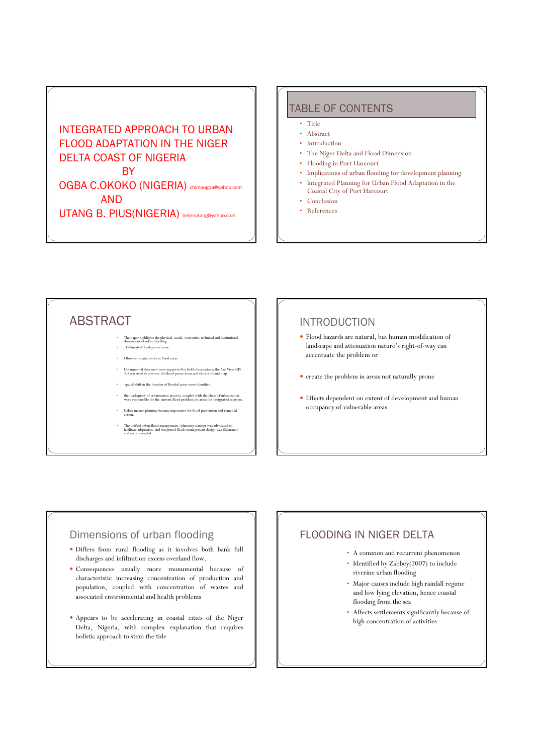# INTEGRATED APPROACH TO URBAN FLOOD ADAPTATION IN THE NIGER DELTA COAST OF NIGERIA

BY

OGBA C.OKOKO (NIGERIA) chimaogba@yahoo.com

AND

UTANG B. PIUS(NIGERIA) betenutang@yahoo.com

## TABLE OF CONTENTS

- Title
- Abstract
- Introduction
- The Niger Delta and Flood Dimension
- Flooding in Port Harcourt
- Implications of urban flooding for development planning
- Integrated Planning for Urban Flood Adaptation in the Coastal City of Port Harcourt
- Conclusion
- References

## ABSTRACT

- The paper highlights the physical, social, economic, technical and institutional dimensions of urban flooding
- Delineated flood-prone areas.
- Observed spatial shifts in flood areas .
- Documented data used were supported by field observations; the Arc View GIS 3.3 was used to produce the flood-prone areas and elevations and map
- spatial shift in the location of flooded areas were identified,
- the inadequacy of urbanization process, coupled with the phase of urbanization were responsible for the current flood problems in areas not designated as prone.
- Urban master planning became imperative for flood prevention and remedial action.
- The unified urban flood management /planning concept was advocated to facilitate adaptation, and integrated floods management design was illustrated and recommended.

## INTRODUCTION

- Flood hazards are natural, but human modification of landscape and attenuation nature's right-of-way can accentuate the problem or
- create the problem in areas not naturally prone
- Effects dependent on extent of development and human occupancy of vulnerable areas

## Dimensions of urban flooding

- Differs from rural flooding as it involves both bank full discharges and infiltration excess overland flow.
- Consequences usually more monumental because of characteristic increasing concentration of production and population, coupled with concentration of wastes and associated environmental and health problems
- Appears to be accelerating in coastal cities of the Niger Delta, Nigeria, with complex explanation that requires holistic approach to stem the tide

## FLOODING IN NIGER DELTA

- A common and recurrent phenomenon
- Identified by Zabbey(2007) to include riverine urban flooding
- Major causes include high rainfall regime and low lying elevation, hence coastal flooding from the sea
- Affects settlements significantly because of high concentration of activities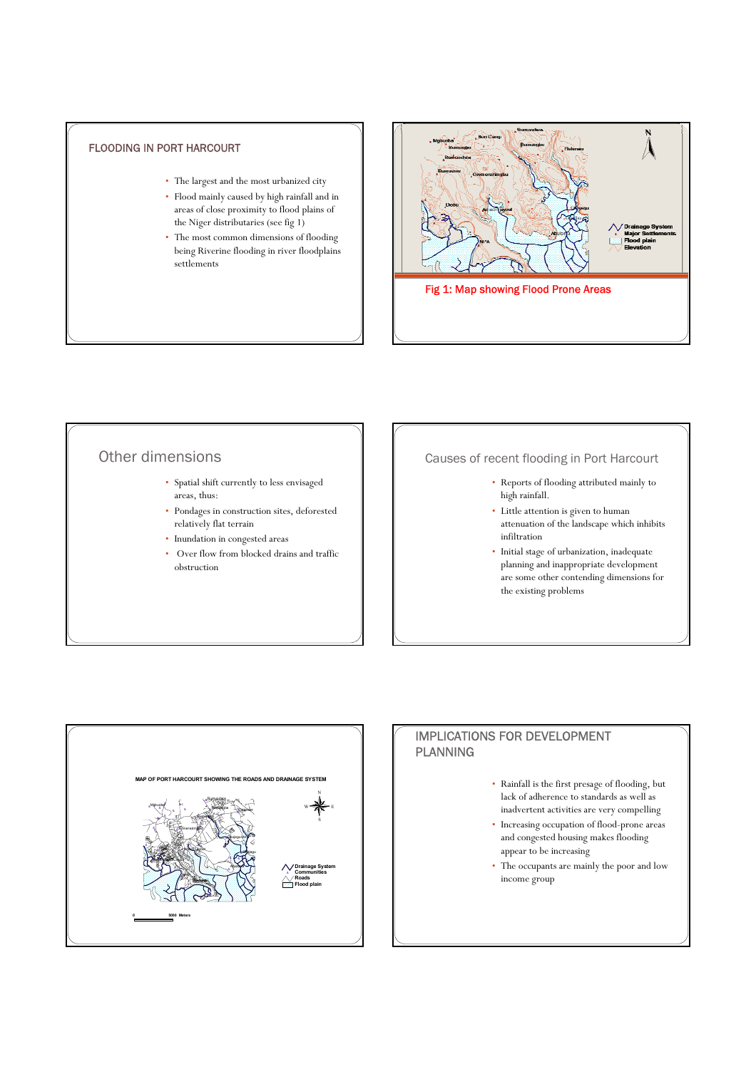## FLOODING IN PORT HARCOURT

- The largest and the most urbanized city
- Flood mainly caused by high rainfall and in areas of close proximity to flood plains of the Niger distributaries (see fig 1)
- The most common dimensions of flooding being Riverine flooding in river floodplains settlements

Fig 1: Map showing Flood Prone Areas

## Other dimensions

- Spatial shift currently to less envisaged areas, thus:
- Pondages in construction sites, deforested relatively flat terrain
- Inundation in congested areas
- Over flow from blocked drains and traffic obstruction

## Causes of recent flooding in Port Harcourt

- Reports of flooding attributed mainly to high rainfall.
- Little attention is given to human attenuation of the landscape which inhibits infiltration
- Initial stage of urbanization, inadequate planning and inappropriate development are some other contending dimensions for the existing problems

MAP OF PORT HARCOURT SHOWING THE ROADS AND DRAINAGE SYSTEM

## IMPLICATIONS FOR DEVELOPMENT PLANNING

- Rainfall is the first presage of flooding, but lack of adherence to standards as well as inadvertent activities are very compelling
- Increasing occupation of flood-prone areas and congested housing makes flooding appear to be increasing
- The occupants are mainly the poor and low income group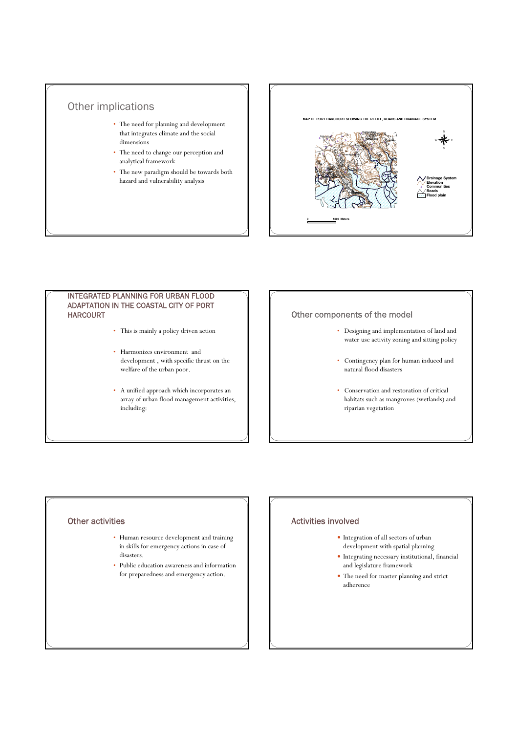## Other implications

- The need for planning and development that integrates climate and the social dimensions
- The need to change our perception and analytical framework
- The new paradigm should be towards both hazard and vulnerability analysis

MAP OF PORT HARCOURT SHOWING THE RELIEF, ROADS AND DRAINAGE SYSTEM

Drainage System
Elevation
Communities
Roads
Flood plain

0 5000 Meters

## INTEGRATED PLANNING FOR URBAN FLOOD ADAPTATION IN THE COASTAL CITY OF PORT HARCOURT

- This is mainly a policy driven action
- Harmonizes environment and development , with specific thrust on the welfare of the urban poor.
- A unified approach which incorporates an array of urban flood management activities, including:

## Other components of the model

- Designing and implementation of land and water use activity zoning and sitting policy
- Contingency plan for human induced and natural flood disasters
- Conservation and restoration of critical habitats such as mangroves (wetlands) and riparian vegetation

## Other activities

- Human resource development and training in skills for emergency actions in case of disasters.
- Public education awareness and information for preparedness and emergency action.

## Activities involved

- Integration of all sectors of urban development with spatial planning
- Integrating necessary institutional, financial and legislature framework
- The need for master planning and strict adherence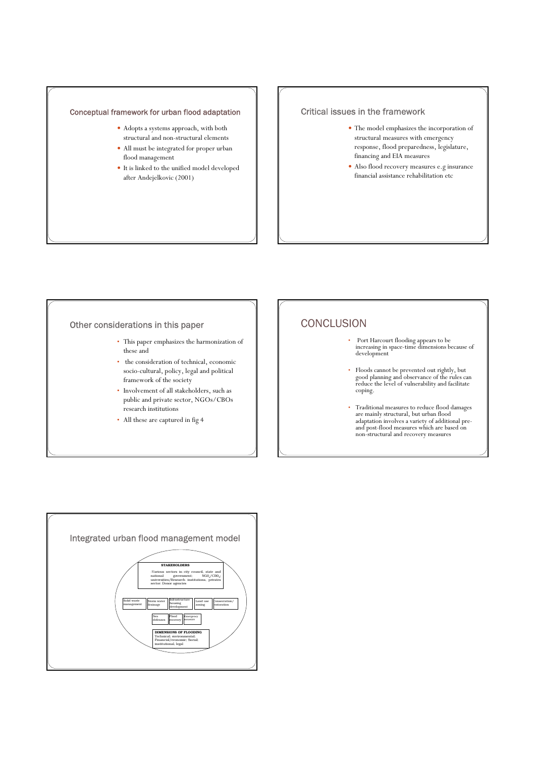## Conceptual framework for urban flood adaptation

- Adopts a systems approach, with both structural and non-structural elements
- All must be integrated for proper urban flood management
- It is linked to the unified model developed after Andejelkovic (2001)

## Critical issues in the framework

- The model emphasizes the incorporation of structural measures with emergency response, flood preparedness, legislature, financing and EIA measures
- Also flood recovery measures e.g insurance financial assistance rehabilitation etc

## Other considerations in this paper

- This paper emphasizes the harmonization of these and
- the consideration of technical, economic socio-cultural, policy, legal and political framework of the society
- Involvement of all stakeholders, such as public and private sector, NGOs/CBOs research institutions
- All these are captured in fig 4

## CONCLUSION

- Port Harcourt flooding appears to be increasing in space-time dimensions because of development
- Floods cannot be prevented out rightly, but good planning and observance of the rules can reduce the level of vulnerability and facilitate coping.
- Traditional measures to reduce flood damages are mainly structural, but urban flood adaptation involves a variety of additional pre- and post-flood measures which are based on non-structural and recovery measures

## Integrated urban flood management model

STAKEHOLDERS

-Various sectors in city council, state and national government; NGO/CBO; universities/Research institutions, private sector; Donor agencies

Solid waste management

Storm water drainage

Infrastructure housing development

Land use zoning

Conservation/ restoration

Sea defenses

Flood recovery

Emergency measure

DIMENSIONS OF FLOODING

Technical; environmental; Financial/economic; Social; institutional, legal